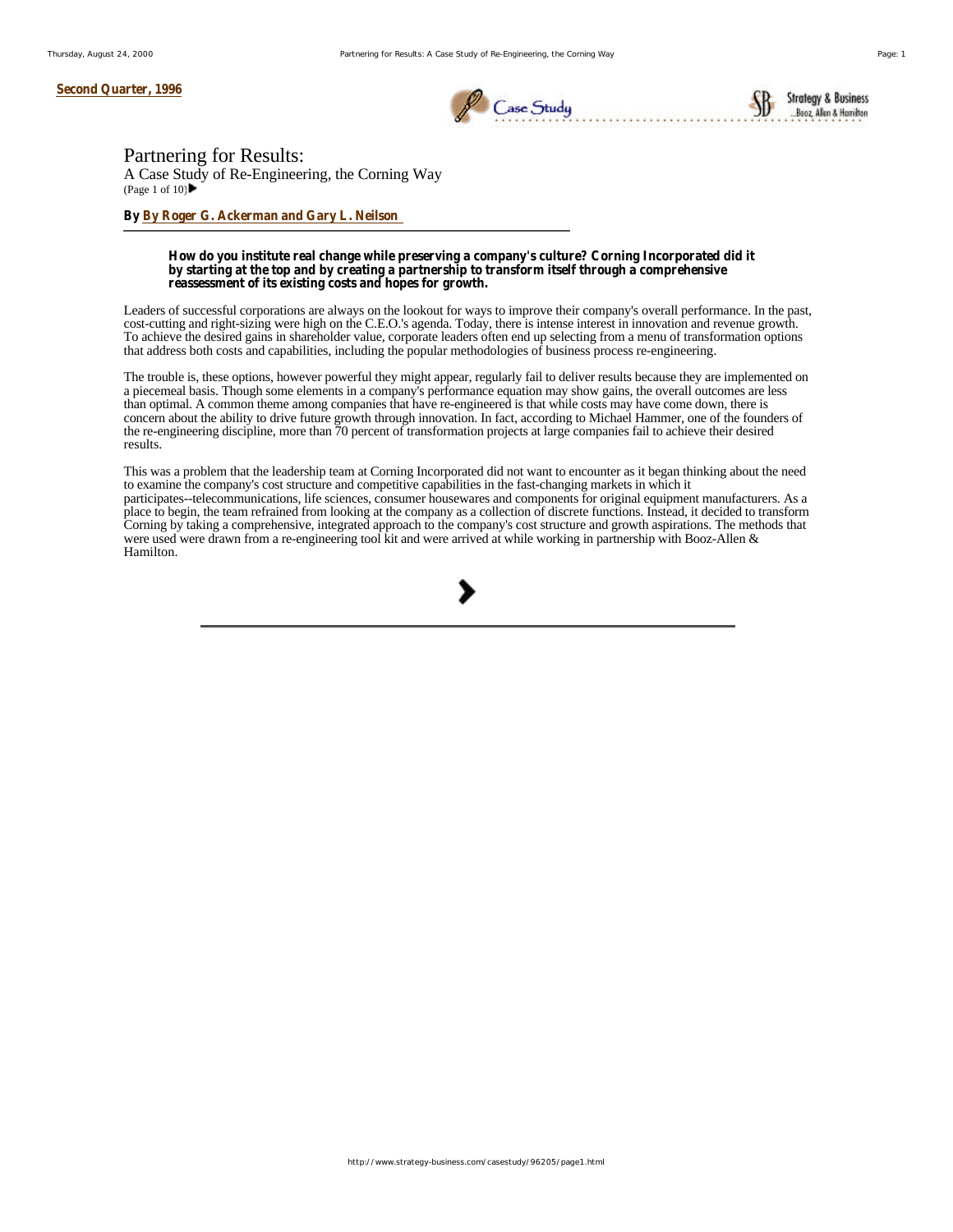Second Quarter, 1996

# Partnering for Results:

A Case Study of Re-Engineering, the Corning Way

(Page 1 of 10)

By By Roger G. Ackerman and Gary L. Neilson

**How do you institute real change while preserving a company's culture? Corning Incorporated did it by starting at the top and by creating a partnership to transform itself through a comprehensive reassessment of its existing costs and hopes for growth.**

Leaders of successful corporations are always on the lookout for ways to improve their company's overall performance. In the past, cost-cutting and right-sizing were high on the C.E.O.'s agenda. Today, there is intense interest in innovation and revenue growth. To achieve the desired gains in shareholder value, corporate leaders often end up selecting from a menu of transformation options that address both costs and capabilities, including the popular methodologies of business process re-engineering.

The trouble is, these options, however powerful they might appear, regularly fail to deliver results because they are implemented on a piecemeal basis. Though some elements in a company's performance equation may show gains, the overall outcomes are less than optimal. A common theme among companies that have re-engineered is that while costs may have come down, there is concern about the ability to drive future growth through innovation. In fact, according to Michael Hammer, one of the founders of the re-engineering discipline, more than 70 percent of transformation projects at large companies fail to achieve their desired results.

This was a problem that the leadership team at Corning Incorporated did not want to encounter as it began thinking about the need to examine the company's cost structure and competitive capabilities in the fast-changing markets in which it participates--telecommunications, life sciences, consumer housewares and components for original equipment manufacturers. As a place to begin, the team refrained from looking at the company as a collection of discrete functions. Instead, it decided to transform Corning by taking a comprehensive, integrated approach to the company's cost structure and growth aspirations. The methods that were used were drawn from a re-engineering tool kit and were arrived at while working in partnership with Booz-Allen & Hamilton.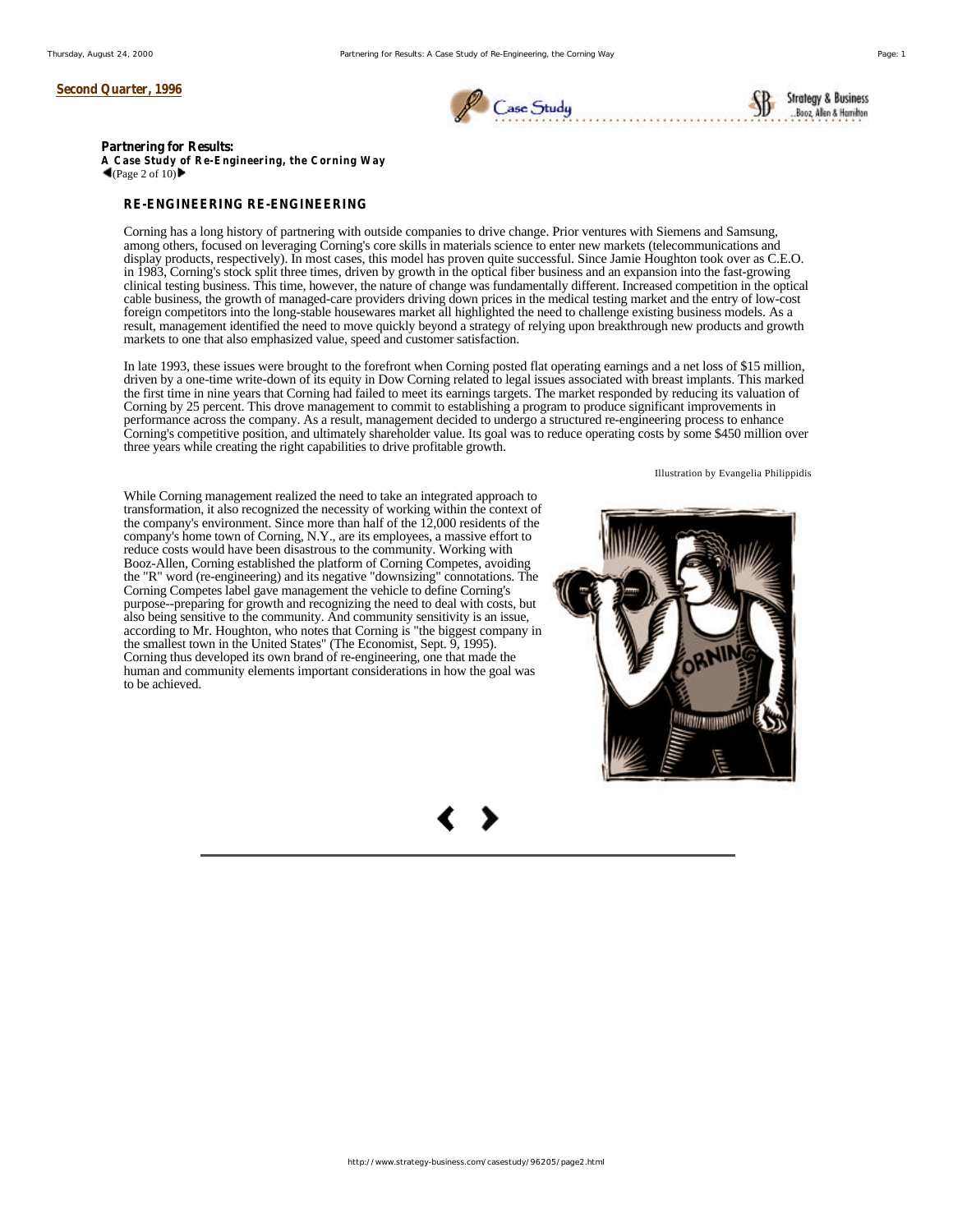**Second Quarter, 1996**

**Partnering for Results:**
**A Case Study of Re-Engineering, the Corning Way**

## RE-ENGINEERING RE-ENGINEERING

Corning has a long history of partnering with outside companies to drive change. Prior ventures with Siemens and Samsung, among others, focused on leveraging Corning's core skills in materials science to enter new markets (telecommunications and display products, respectively). In most cases, this model has proven quite successful. Since Jamie Houghton took over as C.E.O. in 1983, Corning's stock split three times, driven by growth in the optical fiber business and an expansion into the fast-growing clinical testing business. This time, however, the nature of change was fundamentally different. Increased competition in the optical cable business, the growth of managed-care providers driving down prices in the medical testing market and the entry of low-cost foreign competitors into the long-stable housewares market all highlighted the need to challenge existing business models. As a result, management identified the need to move quickly beyond a strategy of relying upon breakthrough new products and growth markets to one that also emphasized value, speed and customer satisfaction.

In late 1993, these issues were brought to the forefront when Corning posted flat operating earnings and a net loss of $15 million, driven by a one-time write-down of its equity in Dow Corning related to legal issues associated with breast implants. This marked the first time in nine years that Corning had failed to meet its earnings targets. The market responded by reducing its valuation of Corning by 25 percent. This drove management to commit to establishing a program to produce significant improvements in performance across the company. As a result, management decided to undergo a structured re-engineering process to enhance Corning's competitive position, and ultimately shareholder value. Its goal was to reduce operating costs by some $450 million over three years while creating the right capabilities to drive profitable growth.

Illustration by Evangelia Philippidis

While Corning management realized the need to take an integrated approach to transformation, it also recognized the necessity of working within the context of the company's environment. Since more than half of the 12,000 residents of the company's home town of Corning, N.Y., are its employees, a massive effort to reduce costs would have been disastrous to the community. Working with Booz-Allen, Corning established the platform of Corning Competes, avoiding the "R" word (re-engineering) and its negative "downsizing" connotations. The Corning Competes label gave management the vehicle to define Corning's purpose--preparing for growth and recognizing the need to deal with costs, but also being sensitive to the community. And community sensitivity is an issue, according to Mr. Houghton, who notes that Corning is "the biggest company in the smallest town in the United States" (The Economist, Sept. 9, 1995). Corning thus developed its own brand of re-engineering, one that made the human and community elements important considerations in how the goal was to be achieved.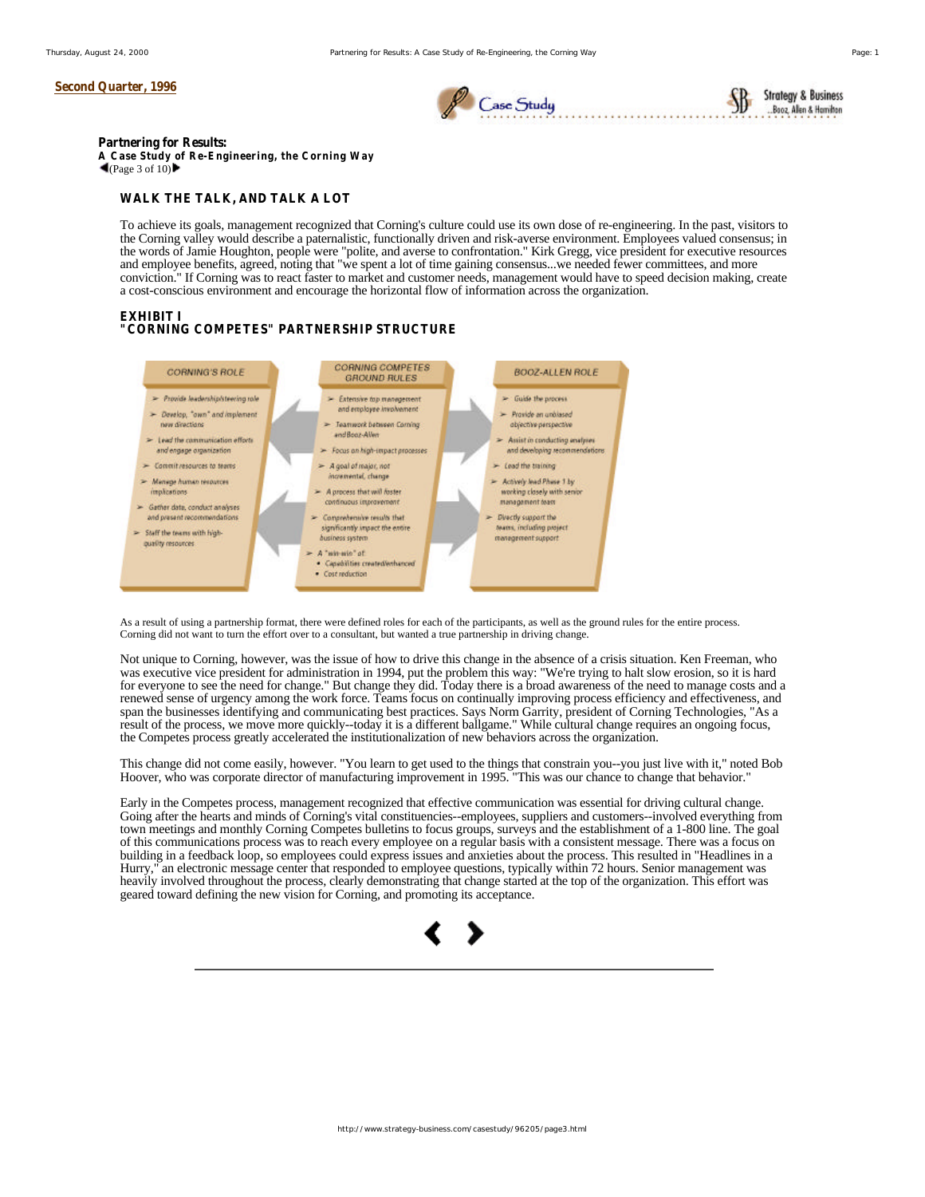Second Quarter, 1996

**Partnering for Results:**
**A Case Study of Re-Engineering, the Corning Way**
(Page 3 of 10)

## WALK THE TALK, AND TALK A LOT

To achieve its goals, management recognized that Corning's culture could use its own dose of re-engineering. In the past, visitors to the Corning valley would describe a paternalistic, functionally driven and risk-averse environment. Employees valued consensus; in the words of Jamie Houghton, people were "polite, and averse to confrontation." Kirk Gregg, vice president for executive resources and employee benefits, agreed, noting that "we spent a lot of time gaining consensus...we needed fewer committees, and more conviction." If Corning was to react faster to market and customer needs, management would have to speed decision making, create a cost-conscious environment and encourage the horizontal flow of information across the organization.

### EXHIBIT I
### "CORNING COMPETES" PARTNERSHIP STRUCTURE

| CORNING'S ROLE | CORNING COMPETES GROUND RULES | BOOZ-ALLEN ROLE |
|---|---|---|
| ➢ Provide leadership/steering role | ➢ Extensive top management and employee involvement | ➢ Guide the process |
| ➢ Develop, "own" and implement new directions | ➢ Teamwork between Corning and Booz-Allen | ➢ Provide an unbiased objective perspective |
| ➢ Lead the communication efforts and engage organization | ➢ Focus on high-impact processes | ➢ Assist in conducting analyses and developing recommendations |
| ➢ Commit resources to teams | ➢ A goal of major, not incremental, change | ➢ Lead the training |
| ➢ Manage human resources implications | ➢ A process that will foster continuous improvement | ➢ Actively lead Phase 1 by working closely with senior management team |
| ➢ Gather data, conduct analyses and present recommendations | ➢ Comprehensive results that significantly impact the entire business system | ➢ Directly support the teams, including project management support |
| ➢ Staff the teams with high-quality resources | ➢ A "win-win" of: • Capabilities created/enhanced • Cost reduction | |

As a result of using a partnership format, there were defined roles for each of the participants, as well as the ground rules for the entire process. Corning did not want to turn the effort over to a consultant, but wanted a true partnership in driving change.

Not unique to Corning, however, was the issue of how to drive this change in the absence of a crisis situation. Ken Freeman, who was executive vice president for administration in 1994, put the problem this way: "We're trying to halt slow erosion, so it is hard for everyone to see the need for change." But change they did. Today there is a broad awareness of the need to manage costs and a renewed sense of urgency among the work force. Teams focus on continually improving process efficiency and effectiveness, and span the businesses identifying and communicating best practices. Says Norm Garrity, president of Corning Technologies, "As a result of the process, we move more quickly--today it is a different ballgame." While cultural change requires an ongoing focus, the Competes process greatly accelerated the institutionalization of new behaviors across the organization.

This change did not come easily, however. "You learn to get used to the things that constrain you--you just live with it," noted Bob Hoover, who was corporate director of manufacturing improvement in 1995. "This was our chance to change that behavior."

Early in the Competes process, management recognized that effective communication was essential for driving cultural change. Going after the hearts and minds of Corning's vital constituencies--employees, suppliers and customers--involved everything from town meetings and monthly Corning Competes bulletins to focus groups, surveys and the establishment of a 1-800 line. The goal of this communications process was to reach every employee on a regular basis with a consistent message. There was a focus on building in a feedback loop, so employees could express issues and anxieties about the process. This resulted in "Headlines in a Hurry," an electronic message center that responded to employee questions, typically within 72 hours. Senior management was heavily involved throughout the process, clearly demonstrating that change started at the top of the organization. This effort was geared toward defining the new vision for Corning, and promoting its acceptance.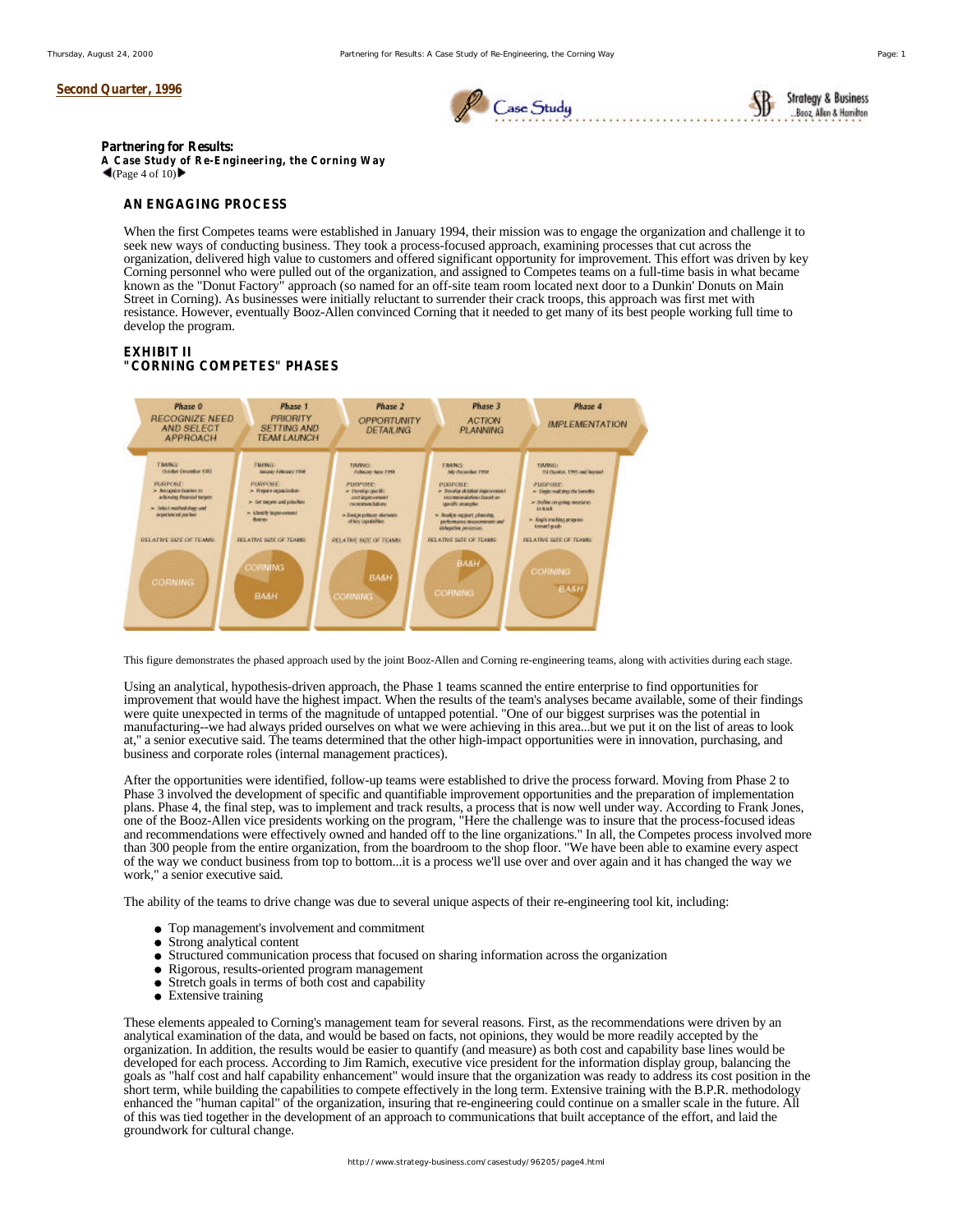Second Quarter, 1996

**Partnering for Results:**
***A Case Study of Re-Engineering, the Corning Way***

## AN ENGAGING PROCESS

When the first Competes teams were established in January 1994, their mission was to engage the organization and challenge it to seek new ways of conducting business. They took a process-focused approach, examining processes that cut across the organization, delivered high value to customers and offered significant opportunity for improvement. This effort was driven by key Corning personnel who were pulled out of the organization, and assigned to Competes teams on a full-time basis in what became known as the "Donut Factory" approach (so named for an off-site team room located next door to a Dunkin' Donuts on Main Street in Corning). As businesses were initially reluctant to surrender their crack troops, this approach was first met with resistance. However, eventually Booz-Allen convinced Corning that it needed to get many of its best people working full time to develop the program.

### EXHIBIT II
### "CORNING COMPETES" PHASES

| Phase 0 | Phase 1 | Phase 2 | Phase 3 | Phase 4 |
|---|---|---|---|---|
| RECOGNIZE NEED AND SELECT APPROACH | PRIORITY SETTING AND TEAM LAUNCH | OPPORTUNITY DETAILING | ACTION PLANNING | IMPLEMENTATION |
| TIMING: October-December 1993 | TIMING: January-February 1994 | TIMING: February-June 1994 | TIMING: July-December 1994 | TIMING: 1st Quarter, 1995 and beyond |
| PURPOSE: Recognize barriers to achieving financial targets; Select methodology and experienced partner | PURPOSE: Prepare organization; Set targets and priorities; Identify improvement themes | PURPOSE: Develop specific and improvement recommendations; Build on primary elements of key capabilities | PURPOSE: Develop detailed improvement recommendations based on specific examples; Finalize support, planning, performance measurement and delegation processes | PURPOSE: Begin realizing the benefits; Define on-going measures to track; Begin tracking progress toward goals |
| RELATIVE SIZE OF TEAMS: CORNING | RELATIVE SIZE OF TEAMS: CORNING, BA&H | RELATIVE SIZE OF TEAMS: BA&H, CORNING | RELATIVE SIZE OF TEAMS: BA&H, CORNING | RELATIVE SIZE OF TEAMS: CORNING, BA&H |

This figure demonstrates the phased approach used by the joint Booz-Allen and Corning re-engineering teams, along with activities during each stage.

Using an analytical, hypothesis-driven approach, the Phase 1 teams scanned the entire enterprise to find opportunities for improvement that would have the highest impact. When the results of the team's analyses became available, some of their findings were quite unexpected in terms of the magnitude of untapped potential. "One of our biggest surprises was the potential in manufacturing--we had always prided ourselves on what we were achieving in this area...but we put it on the list of areas to look at," a senior executive said. The teams determined that the other high-impact opportunities were in innovation, purchasing, and business and corporate roles (internal management practices).

After the opportunities were identified, follow-up teams were established to drive the process forward. Moving from Phase 2 to Phase 3 involved the development of specific and quantifiable improvement opportunities and the preparation of implementation plans. Phase 4, the final step, was to implement and track results, a process that is now well under way. According to Frank Jones, one of the Booz-Allen vice presidents working on the program, "Here the challenge was to insure that the process-focused ideas and recommendations were effectively owned and handed off to the line organizations." In all, the Competes process involved more than 300 people from the entire organization, from the boardroom to the shop floor. "We have been able to examine every aspect of the way we conduct business from top to bottom...it is a process we'll use over and over again and it has changed the way we work," a senior executive said.

The ability of the teams to drive change was due to several unique aspects of their re-engineering tool kit, including:

- Top management's involvement and commitment
- Strong analytical content
- Structured communication process that focused on sharing information across the organization
- Rigorous, results-oriented program management
- Stretch goals in terms of both cost and capability
- Extensive training

These elements appealed to Corning's management team for several reasons. First, as the recommendations were driven by an analytical examination of the data, and would be based on facts, not opinions, they would be more readily accepted by the organization. In addition, the results would be easier to quantify (and measure) as both cost and capability base lines would be developed for each process. According to Jim Ramich, executive vice president for the information display group, balancing the goals as "half cost and half capability enhancement" would insure that the organization was ready to address its cost position in the short term, while building the capabilities to compete effectively in the long term. Extensive training with the B.P.R. methodology enhanced the "human capital" of the organization, insuring that re-engineering could continue on a smaller scale in the future. All of this was tied together in the development of an approach to communications that built acceptance of the effort, and laid the groundwork for cultural change.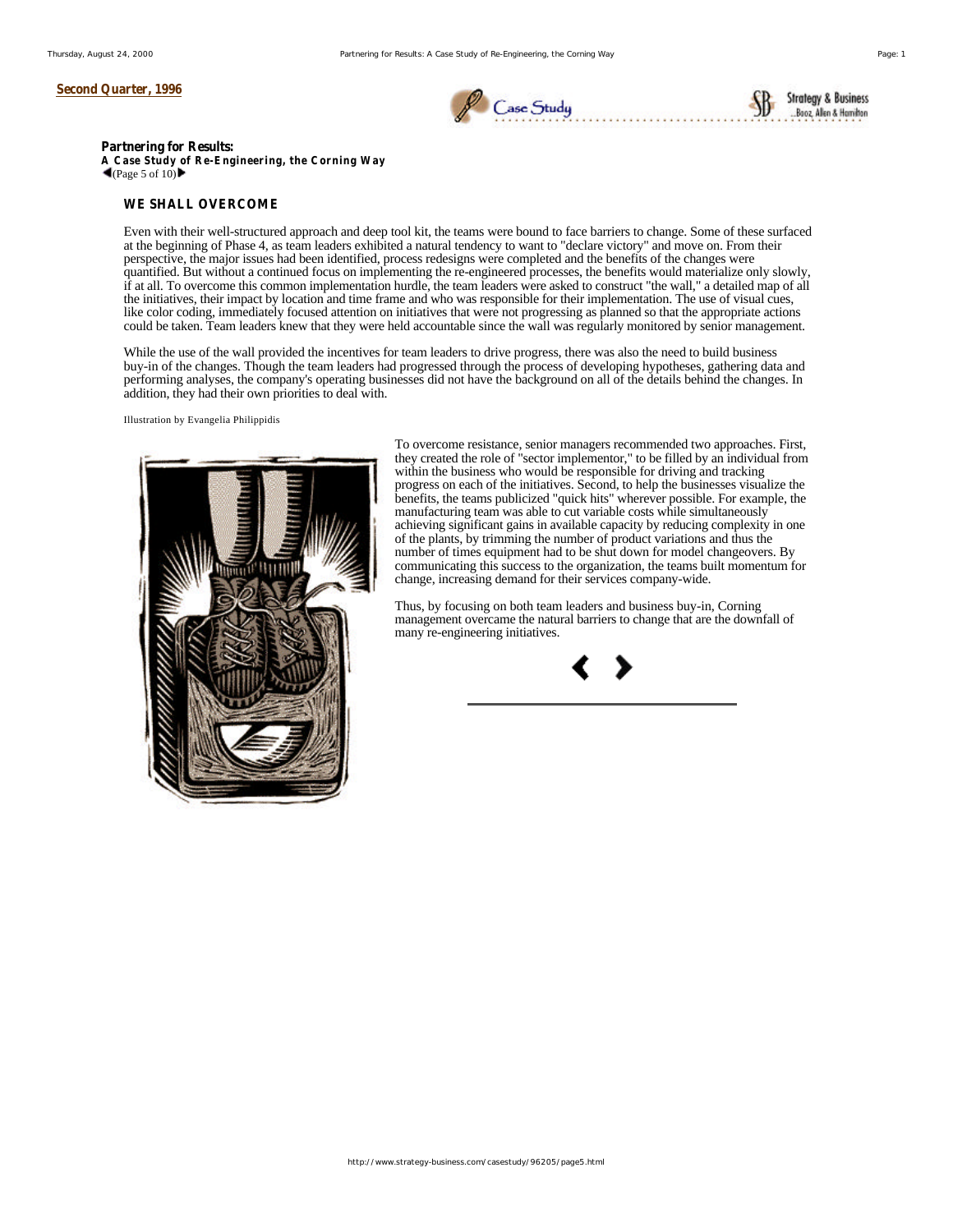Second Quarter, 1996

**Partnering for Results:**
**A Case Study of Re-Engineering, the Corning Way**
(Page 5 of 10)

### WE SHALL OVERCOME

Even with their well-structured approach and deep tool kit, the teams were bound to face barriers to change. Some of these surfaced at the beginning of Phase 4, as team leaders exhibited a natural tendency to want to "declare victory" and move on. From their perspective, the major issues had been identified, process redesigns were completed and the benefits of the changes were quantified. But without a continued focus on implementing the re-engineered processes, the benefits would materialize only slowly, if at all. To overcome this common implementation hurdle, the team leaders were asked to construct "the wall," a detailed map of all the initiatives, their impact by location and time frame and who was responsible for their implementation. The use of visual cues, like color coding, immediately focused attention on initiatives that were not progressing as planned so that the appropriate actions could be taken. Team leaders knew that they were held accountable since the wall was regularly monitored by senior management.

While the use of the wall provided the incentives for team leaders to drive progress, there was also the need to build business buy-in of the changes. Though the team leaders had progressed through the process of developing hypotheses, gathering data and performing analyses, the company's operating businesses did not have the background on all of the details behind the changes. In addition, they had their own priorities to deal with.

Illustration by Evangelia Philippidis

To overcome resistance, senior managers recommended two approaches. First, they created the role of "sector implementor," to be filled by an individual from within the business who would be responsible for driving and tracking progress on each of the initiatives. Second, to help the businesses visualize the benefits, the teams publicized "quick hits" wherever possible. For example, the manufacturing team was able to cut variable costs while simultaneously achieving significant gains in available capacity by reducing complexity in one of the plants, by trimming the number of product variations and thus the number of times equipment had to be shut down for model changeovers. By communicating this success to the organization, the teams built momentum for change, increasing demand for their services company-wide.

Thus, by focusing on both team leaders and business buy-in, Corning management overcame the natural barriers to change that are the downfall of many re-engineering initiatives.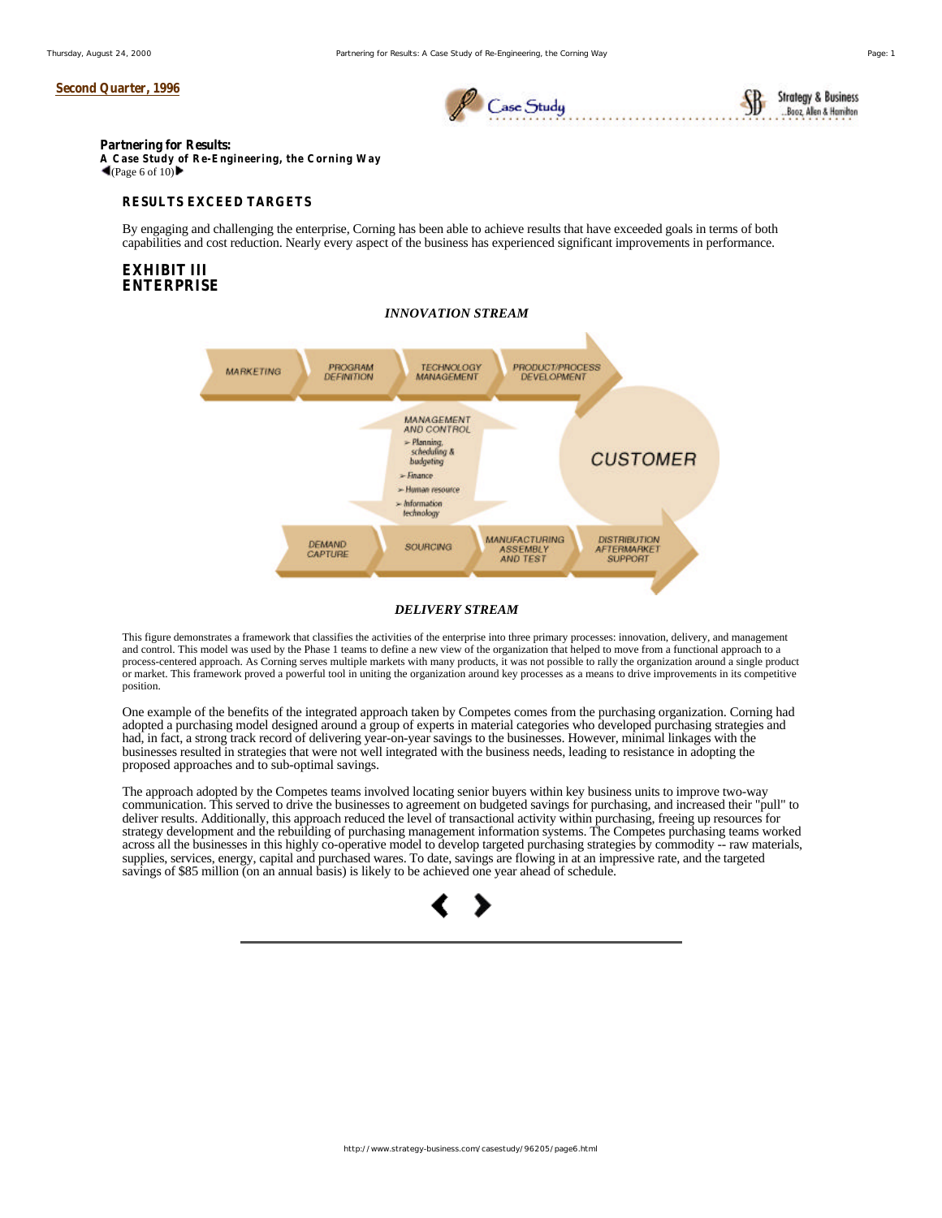Second Quarter, 1996

**Partnering for Results:**
**A Case Study of Re-Engineering, the Corning Way**
(Page 6 of 10)

### RESULTS EXCEED TARGETS

By engaging and challenging the enterprise, Corning has been able to achieve results that have exceeded goals in terms of both capabilities and cost reduction. Nearly every aspect of the business has experienced significant improvements in performance.

### EXHIBIT III
### ENTERPRISE

*INNOVATION STREAM*

MARKETING → PROGRAM DEFINITION → TECHNOLOGY MANAGEMENT → PRODUCT/PROCESS DEVELOPMENT

MANAGEMENT AND CONTROL
- Planning, scheduling & budgeting
- Finance
- Human resource
- Information technology

CUSTOMER

DEMAND CAPTURE → SOURCING → MANUFACTURING ASSEMBLY AND TEST → DISTRIBUTION AFTERMARKET SUPPORT

*DELIVERY STREAM*

This figure demonstrates a framework that classifies the activities of the enterprise into three primary processes: innovation, delivery, and management and control. This model was used by the Phase 1 teams to define a new view of the organization that helped to move from a functional approach to a process-centered approach. As Corning serves multiple markets with many products, it was not possible to rally the organization around a single product or market. This framework proved a powerful tool in uniting the organization around key processes as a means to drive improvements in its competitive position.

One example of the benefits of the integrated approach taken by Competes comes from the purchasing organization. Corning had adopted a purchasing model designed around a group of experts in material categories who developed purchasing strategies and had, in fact, a strong track record of delivering year-on-year savings to the businesses. However, minimal linkages with the businesses resulted in strategies that were not well integrated with the business needs, leading to resistance in adopting the proposed approaches and to sub-optimal savings.

The approach adopted by the Competes teams involved locating senior buyers within key business units to improve two-way communication. This served to drive the businesses to agreement on budgeted savings for purchasing, and increased their "pull" to deliver results. Additionally, this approach reduced the level of transactional activity within purchasing, freeing up resources for strategy development and the rebuilding of purchasing management information systems. The Competes purchasing teams worked across all the businesses in this highly co-operative model to develop targeted purchasing strategies by commodity -- raw materials, supplies, services, energy, capital and purchased wares. To date, savings are flowing in at an impressive rate, and the targeted savings of $85 million (on an annual basis) is likely to be achieved one year ahead of schedule.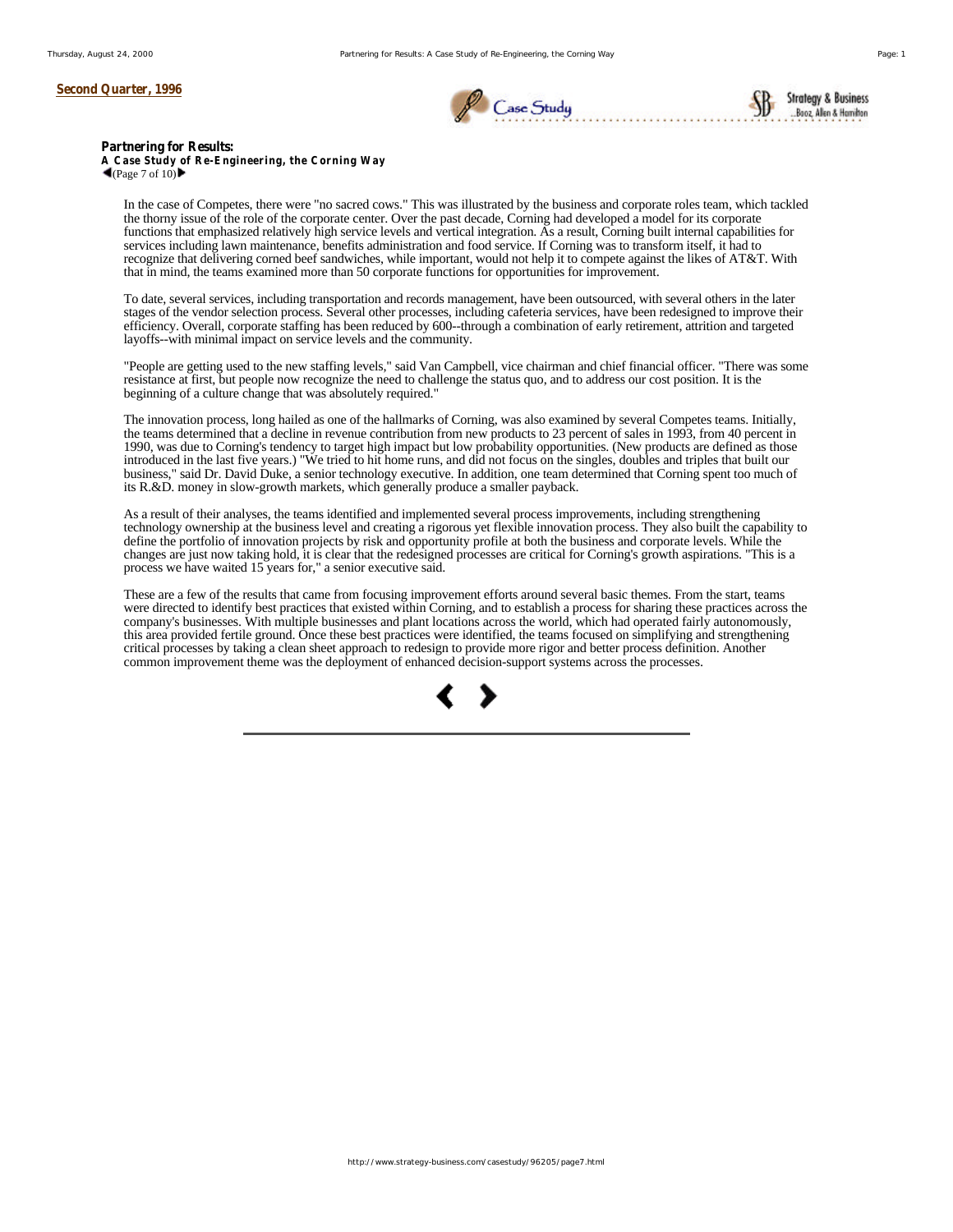**Second Quarter, 1996**

**Partnering for Results:**
***A Case Study of Re-Engineering, the Corning Way***

(Page 7 of 10)

In the case of Competes, there were "no sacred cows." This was illustrated by the business and corporate roles team, which tackled the thorny issue of the role of the corporate center. Over the past decade, Corning had developed a model for its corporate functions that emphasized relatively high service levels and vertical integration. As a result, Corning built internal capabilities for services including lawn maintenance, benefits administration and food service. If Corning was to transform itself, it had to recognize that delivering corned beef sandwiches, while important, would not help it to compete against the likes of AT&T. With that in mind, the teams examined more than 50 corporate functions for opportunities for improvement.

To date, several services, including transportation and records management, have been outsourced, with several others in the later stages of the vendor selection process. Several other processes, including cafeteria services, have been redesigned to improve their efficiency. Overall, corporate staffing has been reduced by 600--through a combination of early retirement, attrition and targeted layoffs--with minimal impact on service levels and the community.

"People are getting used to the new staffing levels," said Van Campbell, vice chairman and chief financial officer. "There was some resistance at first, but people now recognize the need to challenge the status quo, and to address our cost position. It is the beginning of a culture change that was absolutely required."

The innovation process, long hailed as one of the hallmarks of Corning, was also examined by several Competes teams. Initially, the teams determined that a decline in revenue contribution from new products to 23 percent of sales in 1993, from 40 percent in 1990, was due to Corning's tendency to target high impact but low probability opportunities. (New products are defined as those introduced in the last five years.) "We tried to hit home runs, and did not focus on the singles, doubles and triples that built our business," said Dr. David Duke, a senior technology executive. In addition, one team determined that Corning spent too much of its R.&D. money in slow-growth markets, which generally produce a smaller payback.

As a result of their analyses, the teams identified and implemented several process improvements, including strengthening technology ownership at the business level and creating a rigorous yet flexible innovation process. They also built the capability to define the portfolio of innovation projects by risk and opportunity profile at both the business and corporate levels. While the changes are just now taking hold, it is clear that the redesigned processes are critical for Corning's growth aspirations. "This is a process we have waited 15 years for," a senior executive said.

These are a few of the results that came from focusing improvement efforts around several basic themes. From the start, teams were directed to identify best practices that existed within Corning, and to establish a process for sharing these practices across the company's businesses. With multiple businesses and plant locations across the world, which had operated fairly autonomously, this area provided fertile ground. Once these best practices were identified, the teams focused on simplifying and strengthening critical processes by taking a clean sheet approach to redesign to provide more rigor and better process definition. Another common improvement theme was the deployment of enhanced decision-support systems across the processes.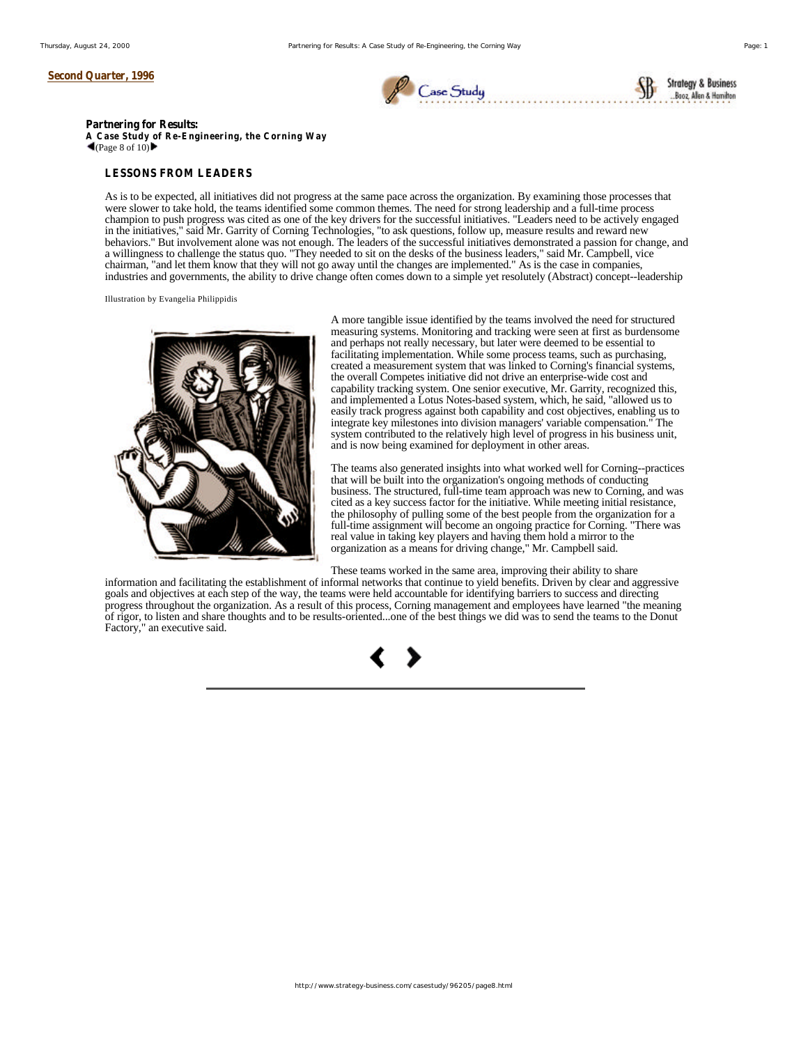Second Quarter, 1996

**Partnering for Results:**
**A Case Study of Re-Engineering, the Corning Way**
(Page 8 of 10)

## LESSONS FROM LEADERS

As is to be expected, all initiatives did not progress at the same pace across the organization. By examining those processes that were slower to take hold, the teams identified some common themes. The need for strong leadership and a full-time process champion to push progress was cited as one of the key drivers for the successful initiatives. "Leaders need to be actively engaged in the initiatives," said Mr. Garrity of Corning Technologies, "to ask questions, follow up, measure results and reward new behaviors." But involvement alone was not enough. The leaders of the successful initiatives demonstrated a passion for change, and a willingness to challenge the status quo. "They needed to sit on the desks of the business leaders," said Mr. Campbell, vice chairman, "and let them know that they will not go away until the changes are implemented." As is the case in companies, industries and governments, the ability to drive change often comes down to a simple yet resolutely (Abstract) concept--leadership

Illustration by Evangelia Philippidis

A more tangible issue identified by the teams involved the need for structured measuring systems. Monitoring and tracking were seen at first as burdensome and perhaps not really necessary, but later were deemed to be essential to facilitating implementation. While some process teams, such as purchasing, created a measurement system that was linked to Corning's financial systems, the overall Competes initiative did not drive an enterprise-wide cost and capability tracking system. One senior executive, Mr. Garrity, recognized this, and implemented a Lotus Notes-based system, which, he said, "allowed us to easily track progress against both capability and cost objectives, enabling us to integrate key milestones into division managers' variable compensation." The system contributed to the relatively high level of progress in his business unit, and is now being examined for deployment in other areas.

The teams also generated insights into what worked well for Corning--practices that will be built into the organization's ongoing methods of conducting business. The structured, full-time team approach was new to Corning, and was cited as a key success factor for the initiative. While meeting initial resistance, the philosophy of pulling some of the best people from the organization for a full-time assignment will become an ongoing practice for Corning. "There was real value in taking key players and having them hold a mirror to the organization as a means for driving change," Mr. Campbell said.

These teams worked in the same area, improving their ability to share information and facilitating the establishment of informal networks that continue to yield benefits. Driven by clear and aggressive goals and objectives at each step of the way, the teams were held accountable for identifying barriers to success and directing progress throughout the organization. As a result of this process, Corning management and employees have learned "the meaning of rigor, to listen and share thoughts and to be results-oriented...one of the best things we did was to send the teams to the Donut Factory," an executive said.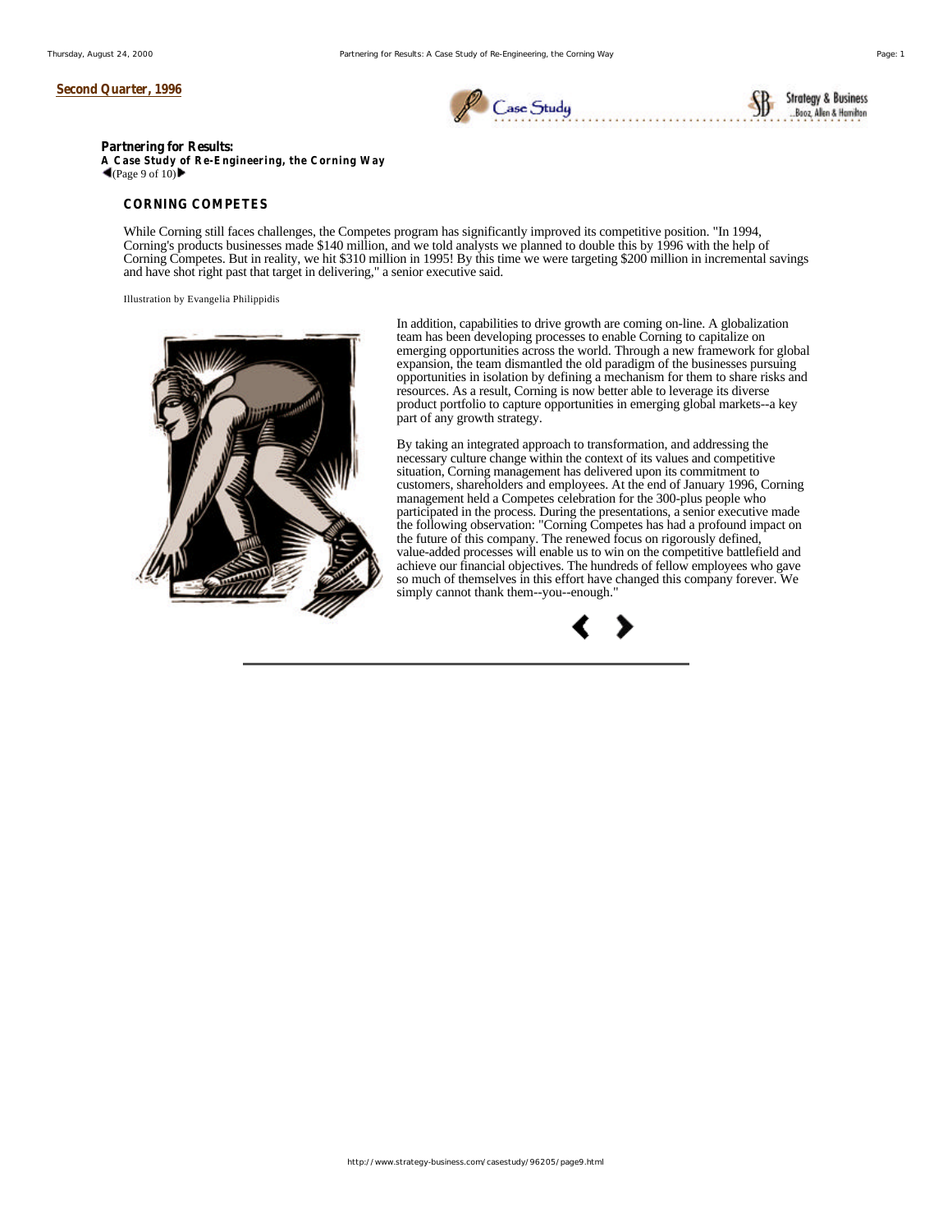Second Quarter, 1996

**Partnering for Results:**
**A Case Study of Re-Engineering, the Corning Way**
(Page 9 of 10)

## CORNING COMPETES

While Corning still faces challenges, the Competes program has significantly improved its competitive position. "In 1994, Corning's products businesses made $140 million, and we told analysts we planned to double this by 1996 with the help of Corning Competes. But in reality, we hit $310 million in 1995! By this time we were targeting $200 million in incremental savings and have shot right past that target in delivering," a senior executive said.

Illustration by Evangelia Philippidis

In addition, capabilities to drive growth are coming on-line. A globalization team has been developing processes to enable Corning to capitalize on emerging opportunities across the world. Through a new framework for global expansion, the team dismantled the old paradigm of the businesses pursuing opportunities in isolation by defining a mechanism for them to share risks and resources. As a result, Corning is now better able to leverage its diverse product portfolio to capture opportunities in emerging global markets--a key part of any growth strategy.

By taking an integrated approach to transformation, and addressing the necessary culture change within the context of its values and competitive situation, Corning management has delivered upon its commitment to customers, shareholders and employees. At the end of January 1996, Corning management held a Competes celebration for the 300-plus people who participated in the process. During the presentations, a senior executive made the following observation: "Corning Competes has had a profound impact on the future of this company. The renewed focus on rigorously defined, value-added processes will enable us to win on the competitive battlefield and achieve our financial objectives. The hundreds of fellow employees who gave so much of themselves in this effort have changed this company forever. We simply cannot thank them--you--enough."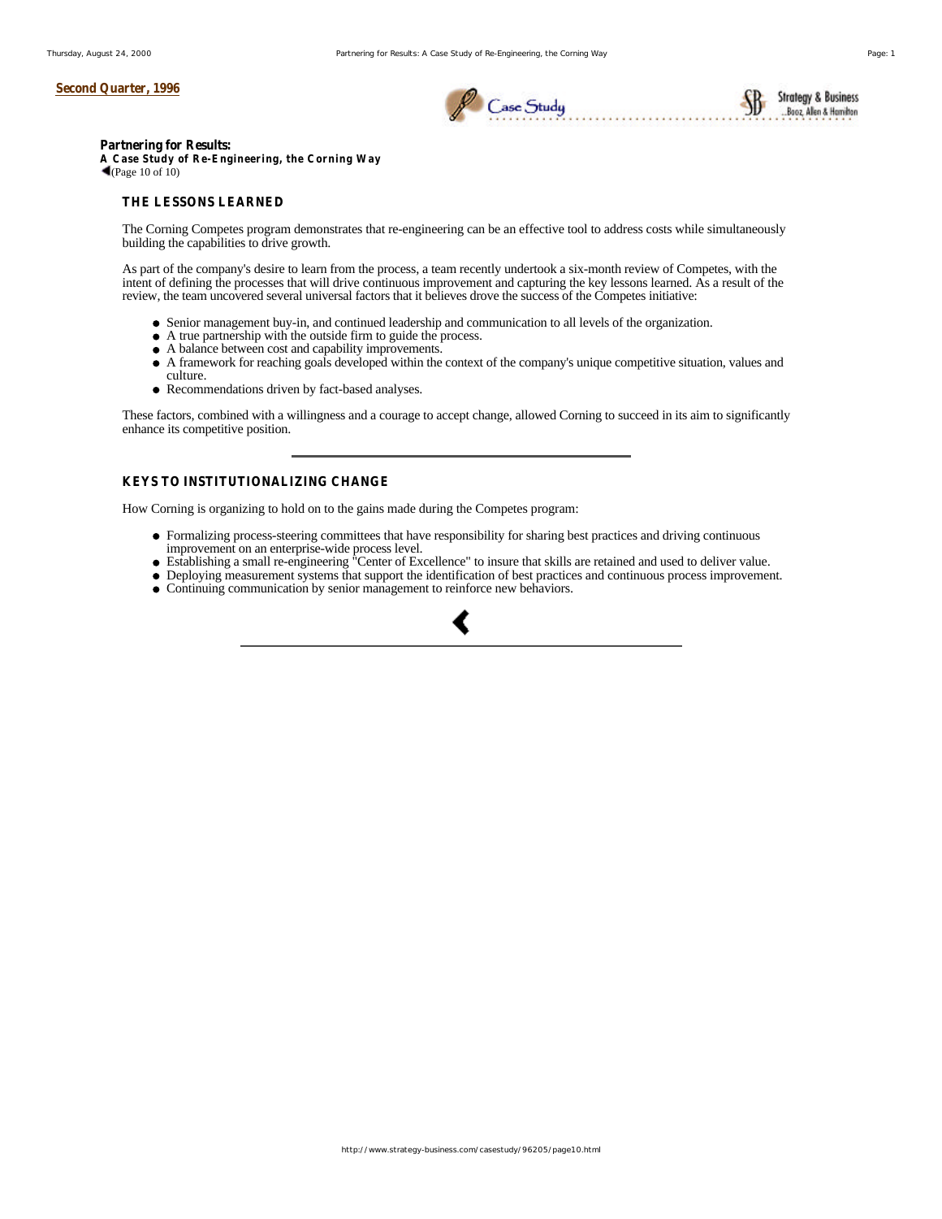**Second Quarter, 1996**

**Partnering for Results:**
**A Case Study of Re-Engineering, the Corning Way**
(Page 10 of 10)

### THE LESSONS LEARNED

The Corning Competes program demonstrates that re-engineering can be an effective tool to address costs while simultaneously building the capabilities to drive growth.

As part of the company's desire to learn from the process, a team recently undertook a six-month review of Competes, with the intent of defining the processes that will drive continuous improvement and capturing the key lessons learned. As a result of the review, the team uncovered several universal factors that it believes drove the success of the Competes initiative:

- Senior management buy-in, and continued leadership and communication to all levels of the organization.
- A true partnership with the outside firm to guide the process.
- A balance between cost and capability improvements.
- A framework for reaching goals developed within the context of the company's unique competitive situation, values and culture.
- Recommendations driven by fact-based analyses.

These factors, combined with a willingness and a courage to accept change, allowed Corning to succeed in its aim to significantly enhance its competitive position.

---

### KEYS TO INSTITUTIONALIZING CHANGE

How Corning is organizing to hold on to the gains made during the Competes program:

- Formalizing process-steering committees that have responsibility for sharing best practices and driving continuous improvement on an enterprise-wide process level.
- Establishing a small re-engineering "Center of Excellence" to insure that skills are retained and used to deliver value.
- Deploying measurement systems that support the identification of best practices and continuous process improvement.
- Continuing communication by senior management to reinforce new behaviors.